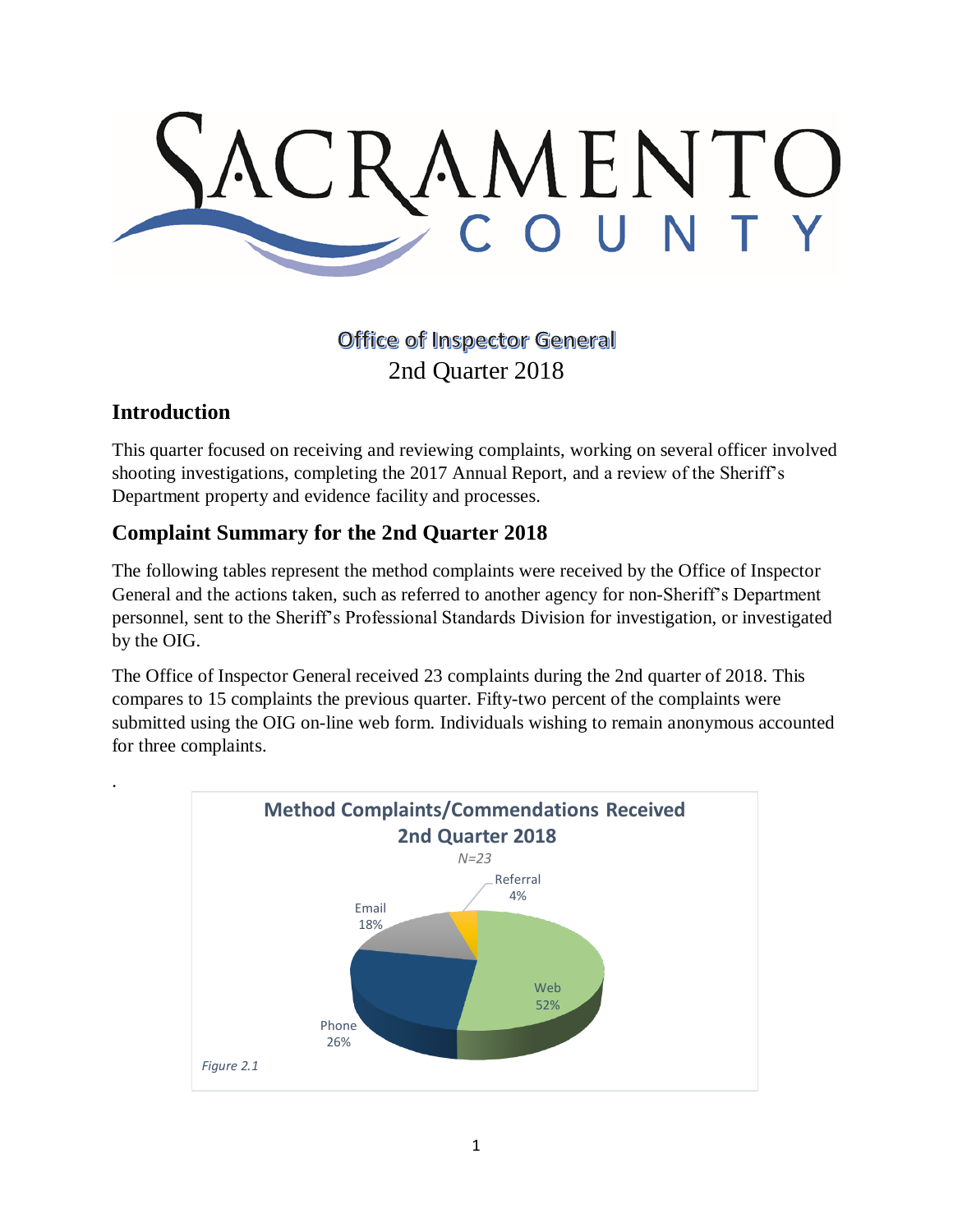SACRAMENTO COUNTY

# Office of Inspector General

2nd Quarter 2018

## Introduction

This quarter focused on receiving and reviewing complaints, working on several officer involved shooting investigations, completing the 2017 Annual Report, and a review of the Sheriff's Department property and evidence facility and processes.

## Complaint Summary for the 2nd Quarter 2018

The following tables represent the method complaints were received by the Office of Inspector General and the actions taken, such as referred to another agency for non-Sheriff's Department personnel, sent to the Sheriff's Professional Standards Division for investigation, or investigated by the OIG.

The Office of Inspector General received 23 complaints during the 2nd quarter of 2018. This compares to 15 complaints the previous quarter. Fifty-two percent of the complaints were submitted using the OIG on-line web form. Individuals wishing to remain anonymous accounted for three complaints.

.

**Method Complaints/Commendations Received 2nd Quarter 2018**

*N=23*

| Method | Percent |
|---|---|
| Web | 52% |
| Phone | 26% |
| Email | 18% |
| Referral | 4% |

*Figure 2.1*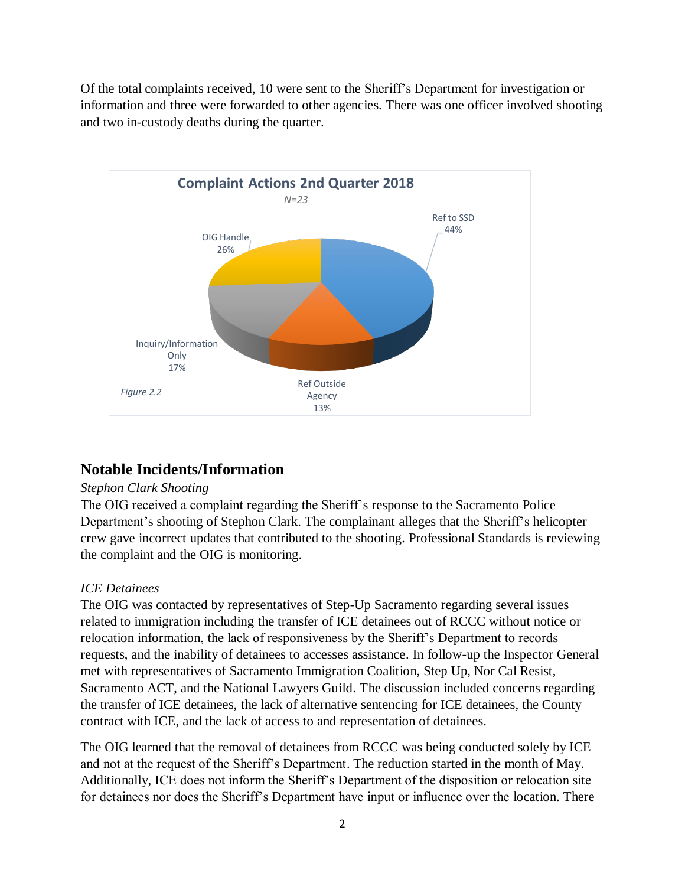Of the total complaints received, 10 were sent to the Sheriff's Department for investigation or information and three were forwarded to other agencies. There was one officer involved shooting and two in-custody deaths during the quarter.

**Complaint Actions 2nd Quarter 2018**

*N=23*

- Ref to SSD 44%
- OIG Handle 26%
- Inquiry/Information Only 17%
- Ref Outside Agency 13%

*Figure 2.2*

## Notable Incidents/Information

*Stephon Clark Shooting*

The OIG received a complaint regarding the Sheriff's response to the Sacramento Police Department's shooting of Stephon Clark. The complainant alleges that the Sheriff's helicopter crew gave incorrect updates that contributed to the shooting. Professional Standards is reviewing the complaint and the OIG is monitoring.

*ICE Detainees*

The OIG was contacted by representatives of Step-Up Sacramento regarding several issues related to immigration including the transfer of ICE detainees out of RCCC without notice or relocation information, the lack of responsiveness by the Sheriff's Department to records requests, and the inability of detainees to accesses assistance. In follow-up the Inspector General met with representatives of Sacramento Immigration Coalition, Step Up, Nor Cal Resist, Sacramento ACT, and the National Lawyers Guild. The discussion included concerns regarding the transfer of ICE detainees, the lack of alternative sentencing for ICE detainees, the County contract with ICE, and the lack of access to and representation of detainees.

The OIG learned that the removal of detainees from RCCC was being conducted solely by ICE and not at the request of the Sheriff's Department. The reduction started in the month of May. Additionally, ICE does not inform the Sheriff's Department of the disposition or relocation site for detainees nor does the Sheriff's Department have input or influence over the location. There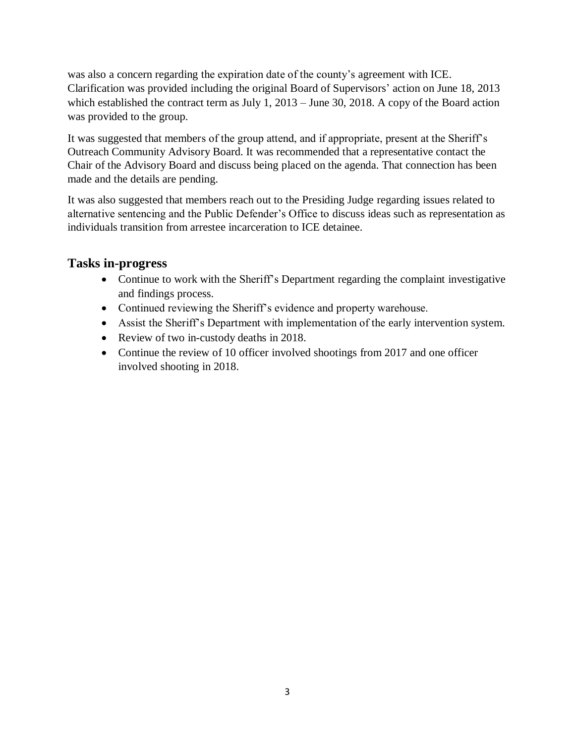was also a concern regarding the expiration date of the county's agreement with ICE. Clarification was provided including the original Board of Supervisors' action on June 18, 2013 which established the contract term as July 1, 2013 – June 30, 2018. A copy of the Board action was provided to the group.

It was suggested that members of the group attend, and if appropriate, present at the Sheriff's Outreach Community Advisory Board. It was recommended that a representative contact the Chair of the Advisory Board and discuss being placed on the agenda. That connection has been made and the details are pending.

It was also suggested that members reach out to the Presiding Judge regarding issues related to alternative sentencing and the Public Defender's Office to discuss ideas such as representation as individuals transition from arrestee incarceration to ICE detainee.

## Tasks in-progress

- Continue to work with the Sheriff's Department regarding the complaint investigative and findings process.
- Continued reviewing the Sheriff's evidence and property warehouse.
- Assist the Sheriff's Department with implementation of the early intervention system.
- Review of two in-custody deaths in 2018.
- Continue the review of 10 officer involved shootings from 2017 and one officer involved shooting in 2018.